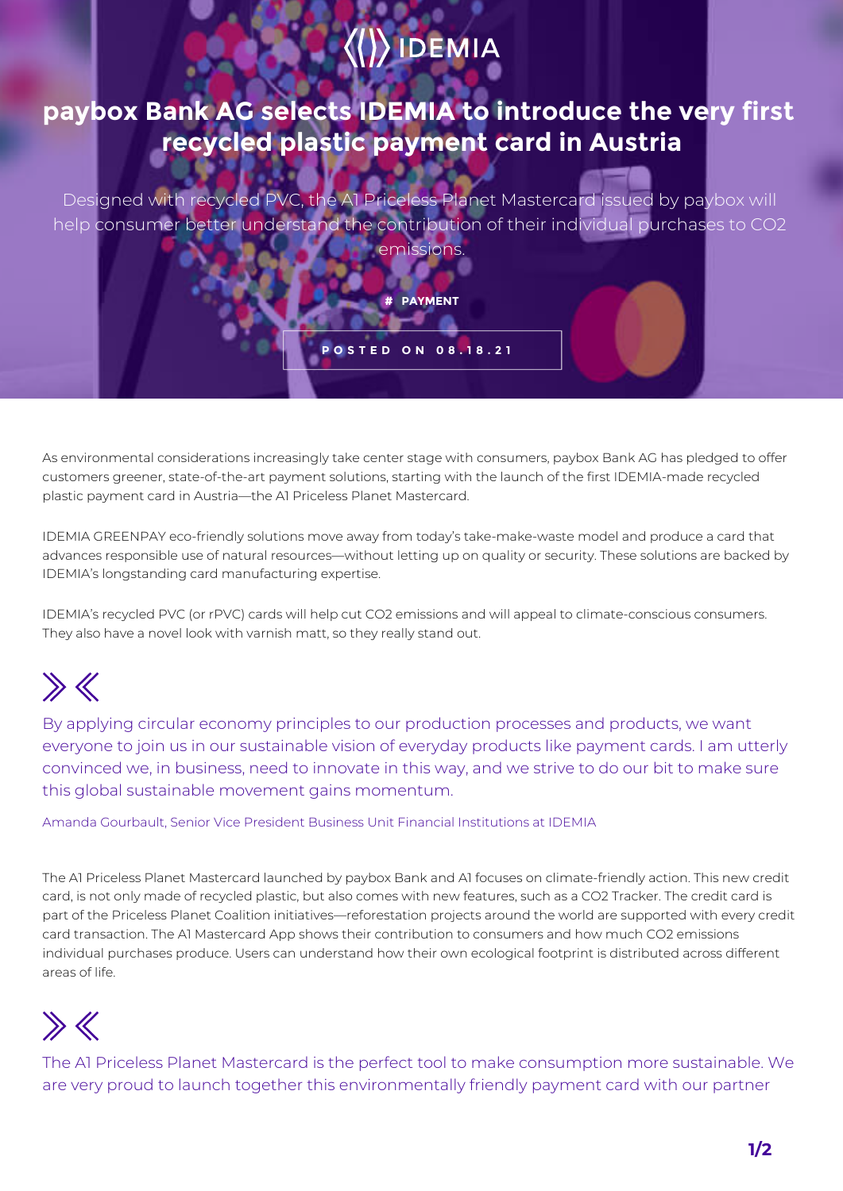# paybox Bank AG selects IDEMIA to introduce the very first recycled plastic payment card in Austria

Designed with recycled PVC, the A1 Priceless Planet Mastercard issued by paybox will help consumer better understand the contribution of their individual purchases to CO2 emissions.

**# PAYMENT**

POSTED ON 08.18.21

As environmental considerations increasingly take center stage with consumers, paybox Bank AG has pledged to offer customers greener, state-of-the-art payment solutions, starting with the launch of the first IDEMIA-made recycled plastic payment card in Austria—the A1 Priceless Planet Mastercard.

IDEMIA GREENPAY eco-friendly solutions move away from today's take-make-waste model and produce a card that advances responsible use of natural resources—without letting up on quality or security. These solutions are backed by IDEMIA's longstanding card manufacturing expertise.

IDEMIA's recycled PVC (or rPVC) cards will help cut CO2 emissions and will appeal to climate-conscious consumers. They also have a novel look with varnish matt, so they really stand out.

> By applying circular economy principles to our production processes and products, we want everyone to join us in our sustainable vision of everyday products like payment cards. I am utterly convinced we, in business, need to innovate in this way, and we strive to do our bit to make sure this global sustainable movement gains momentum.
>
> Amanda Gourbault, Senior Vice President Business Unit Financial Institutions at IDEMIA

The A1 Priceless Planet Mastercard launched by paybox Bank and A1 focuses on climate-friendly action. This new credit card, is not only made of recycled plastic, but also comes with new features, such as a CO2 Tracker. The credit card is part of the Priceless Planet Coalition initiatives—reforestation projects around the world are supported with every credit card transaction. The A1 Mastercard App shows their contribution to consumers and how much CO2 emissions individual purchases produce. Users can understand how their own ecological footprint is distributed across different areas of life.

> The A1 Priceless Planet Mastercard is the perfect tool to make consumption more sustainable. We are very proud to launch together this environmentally friendly payment card with our partner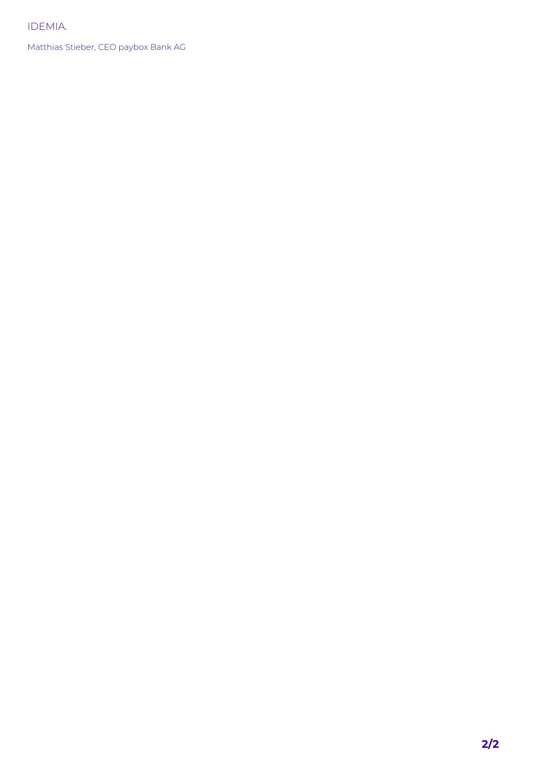IDEMIA.

Matthias Stieber, CEO paybox Bank AG